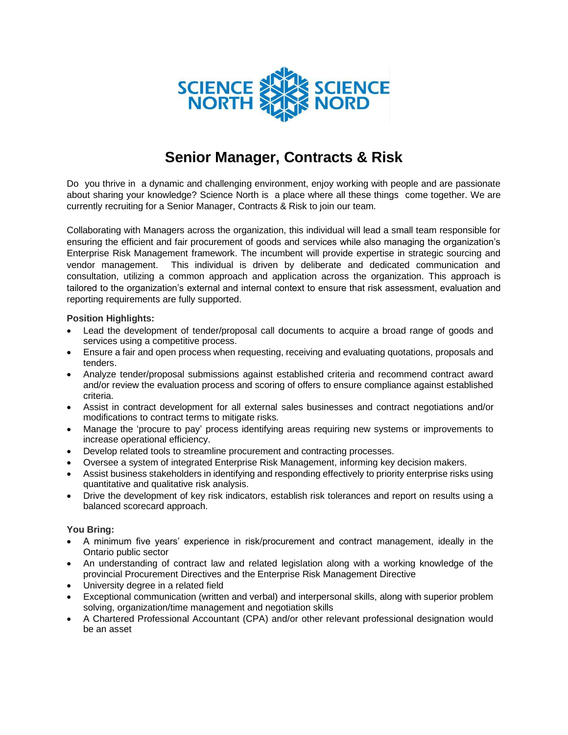SCIENCE NORTH SCIENCE NORD

# Senior Manager, Contracts & Risk

Do you thrive in a dynamic and challenging environment, enjoy working with people and are passionate about sharing your knowledge? Science North is a place where all these things come together. We are currently recruiting for a Senior Manager, Contracts & Risk to join our team.

Collaborating with Managers across the organization, this individual will lead a small team responsible for ensuring the efficient and fair procurement of goods and services while also managing the organization's Enterprise Risk Management framework. The incumbent will provide expertise in strategic sourcing and vendor management. This individual is driven by deliberate and dedicated communication and consultation, utilizing a common approach and application across the organization. This approach is tailored to the organization's external and internal context to ensure that risk assessment, evaluation and reporting requirements are fully supported.

**Position Highlights:**

- Lead the development of tender/proposal call documents to acquire a broad range of goods and services using a competitive process.
- Ensure a fair and open process when requesting, receiving and evaluating quotations, proposals and tenders.
- Analyze tender/proposal submissions against established criteria and recommend contract award and/or review the evaluation process and scoring of offers to ensure compliance against established criteria.
- Assist in contract development for all external sales businesses and contract negotiations and/or modifications to contract terms to mitigate risks.
- Manage the 'procure to pay' process identifying areas requiring new systems or improvements to increase operational efficiency.
- Develop related tools to streamline procurement and contracting processes.
- Oversee a system of integrated Enterprise Risk Management, informing key decision makers.
- Assist business stakeholders in identifying and responding effectively to priority enterprise risks using quantitative and qualitative risk analysis.
- Drive the development of key risk indicators, establish risk tolerances and report on results using a balanced scorecard approach.

**You Bring:**

- A minimum five years' experience in risk/procurement and contract management, ideally in the Ontario public sector
- An understanding of contract law and related legislation along with a working knowledge of the provincial Procurement Directives and the Enterprise Risk Management Directive
- University degree in a related field
- Exceptional communication (written and verbal) and interpersonal skills, along with superior problem solving, organization/time management and negotiation skills
- A Chartered Professional Accountant (CPA) and/or other relevant professional designation would be an asset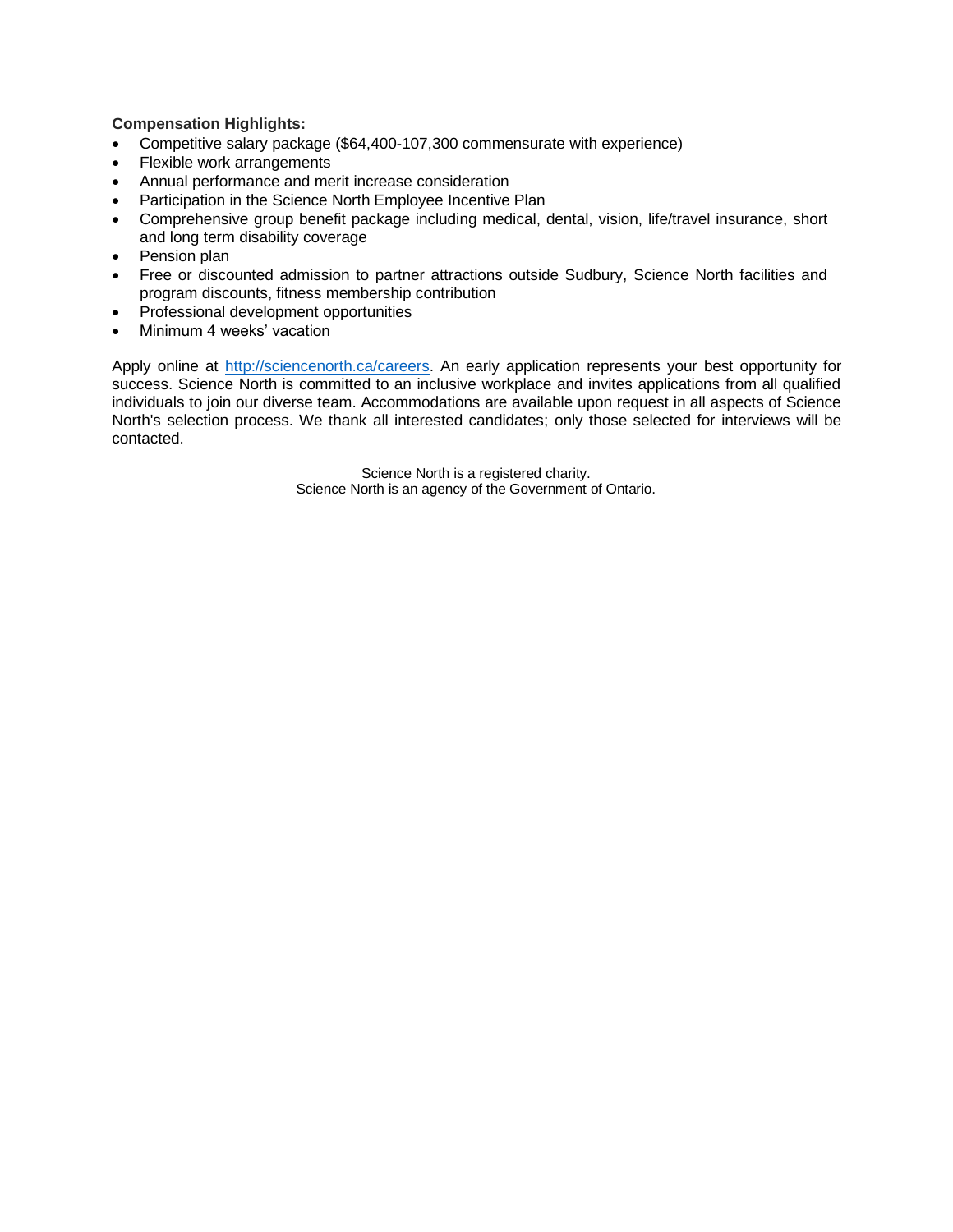**Compensation Highlights:**

- Competitive salary package ($64,400-107,300 commensurate with experience)
- Flexible work arrangements
- Annual performance and merit increase consideration
- Participation in the Science North Employee Incentive Plan
- Comprehensive group benefit package including medical, dental, vision, life/travel insurance, short and long term disability coverage
- Pension plan
- Free or discounted admission to partner attractions outside Sudbury, Science North facilities and program discounts, fitness membership contribution
- Professional development opportunities
- Minimum 4 weeks' vacation

Apply online at http://sciencenorth.ca/careers. An early application represents your best opportunity for success. Science North is committed to an inclusive workplace and invites applications from all qualified individuals to join our diverse team. Accommodations are available upon request in all aspects of Science North's selection process. We thank all interested candidates; only those selected for interviews will be contacted.

Science North is a registered charity.
Science North is an agency of the Government of Ontario.